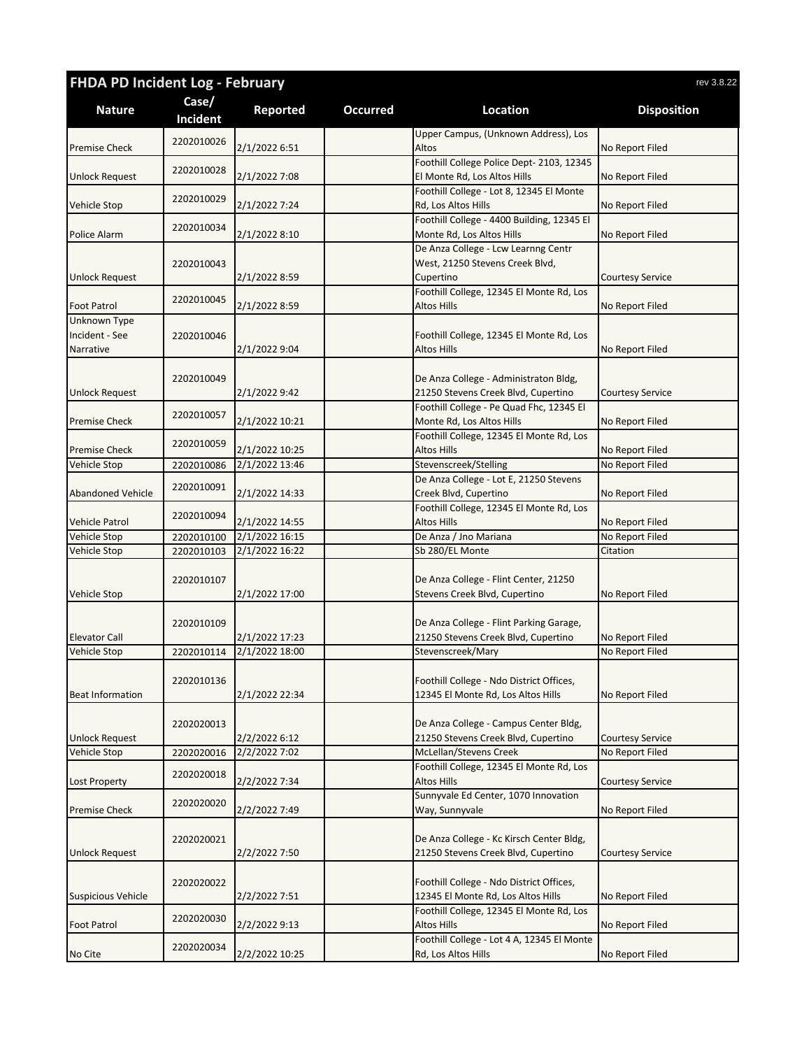# FHDA PD Incident Log - February

rev 3.8.22

| Nature | Case/ Incident | Reported | Occurred | Location | Disposition |
|---|---|---|---|---|---|
| Premise Check | 2202010026 | 2/1/2022 6:51 | | Upper Campus, (Unknown Address), Los Altos | No Report Filed |
| Unlock Request | 2202010028 | 2/1/2022 7:08 | | Foothill College Police Dept- 2103, 12345 El Monte Rd, Los Altos Hills | No Report Filed |
| Vehicle Stop | 2202010029 | 2/1/2022 7:24 | | Foothill College - Lot 8, 12345 El Monte Rd, Los Altos Hills | No Report Filed |
| Police Alarm | 2202010034 | 2/1/2022 8:10 | | Foothill College - 4400 Building, 12345 El Monte Rd, Los Altos Hills | No Report Filed |
| Unlock Request | 2202010043 | 2/1/2022 8:59 | | De Anza College - Lcw Learnng Centr West, 21250 Stevens Creek Blvd, Cupertino | Courtesy Service |
| Foot Patrol | 2202010045 | 2/1/2022 8:59 | | Foothill College, 12345 El Monte Rd, Los Altos Hills | No Report Filed |
| Unknown Type Incident - See Narrative | 2202010046 | 2/1/2022 9:04 | | Foothill College, 12345 El Monte Rd, Los Altos Hills | No Report Filed |
| Unlock Request | 2202010049 | 2/1/2022 9:42 | | De Anza College - Administraton Bldg, 21250 Stevens Creek Blvd, Cupertino | Courtesy Service |
| Premise Check | 2202010057 | 2/1/2022 10:21 | | Foothill College - Pe Quad Fhc, 12345 El Monte Rd, Los Altos Hills | No Report Filed |
| Premise Check | 2202010059 | 2/1/2022 10:25 | | Foothill College, 12345 El Monte Rd, Los Altos Hills | No Report Filed |
| Vehicle Stop | 2202010086 | 2/1/2022 13:46 | | Stevenscreek/Stelling | No Report Filed |
| Abandoned Vehicle | 2202010091 | 2/1/2022 14:33 | | De Anza College - Lot E, 21250 Stevens Creek Blvd, Cupertino | No Report Filed |
| Vehicle Patrol | 2202010094 | 2/1/2022 14:55 | | Foothill College, 12345 El Monte Rd, Los Altos Hills | No Report Filed |
| Vehicle Stop | 2202010100 | 2/1/2022 16:15 | | De Anza / Jno Mariana | No Report Filed |
| Vehicle Stop | 2202010103 | 2/1/2022 16:22 | | Sb 280/EL Monte | Citation |
| Vehicle Stop | 2202010107 | 2/1/2022 17:00 | | De Anza College - Flint Center, 21250 Stevens Creek Blvd, Cupertino | No Report Filed |
| Elevator Call | 2202010109 | 2/1/2022 17:23 | | De Anza College - Flint Parking Garage, 21250 Stevens Creek Blvd, Cupertino | No Report Filed |
| Vehicle Stop | 2202010114 | 2/1/2022 18:00 | | Stevenscreek/Mary | No Report Filed |
| Beat Information | 2202010136 | 2/1/2022 22:34 | | Foothill College - Ndo District Offices, 12345 El Monte Rd, Los Altos Hills | No Report Filed |
| Unlock Request | 2202020013 | 2/2/2022 6:12 | | De Anza College - Campus Center Bldg, 21250 Stevens Creek Blvd, Cupertino | Courtesy Service |
| Vehicle Stop | 2202020016 | 2/2/2022 7:02 | | McLellan/Stevens Creek | No Report Filed |
| Lost Property | 2202020018 | 2/2/2022 7:34 | | Foothill College, 12345 El Monte Rd, Los Altos Hills | Courtesy Service |
| Premise Check | 2202020020 | 2/2/2022 7:49 | | Sunnyvale Ed Center, 1070 Innovation Way, Sunnyvale | No Report Filed |
| Unlock Request | 2202020021 | 2/2/2022 7:50 | | De Anza College - Kc Kirsch Center Bldg, 21250 Stevens Creek Blvd, Cupertino | Courtesy Service |
| Suspicious Vehicle | 2202020022 | 2/2/2022 7:51 | | Foothill College - Ndo District Offices, 12345 El Monte Rd, Los Altos Hills | No Report Filed |
| Foot Patrol | 2202020030 | 2/2/2022 9:13 | | Foothill College, 12345 El Monte Rd, Los Altos Hills | No Report Filed |
| No Cite | 2202020034 | 2/2/2022 10:25 | | Foothill College - Lot 4 A, 12345 El Monte Rd, Los Altos Hills | No Report Filed |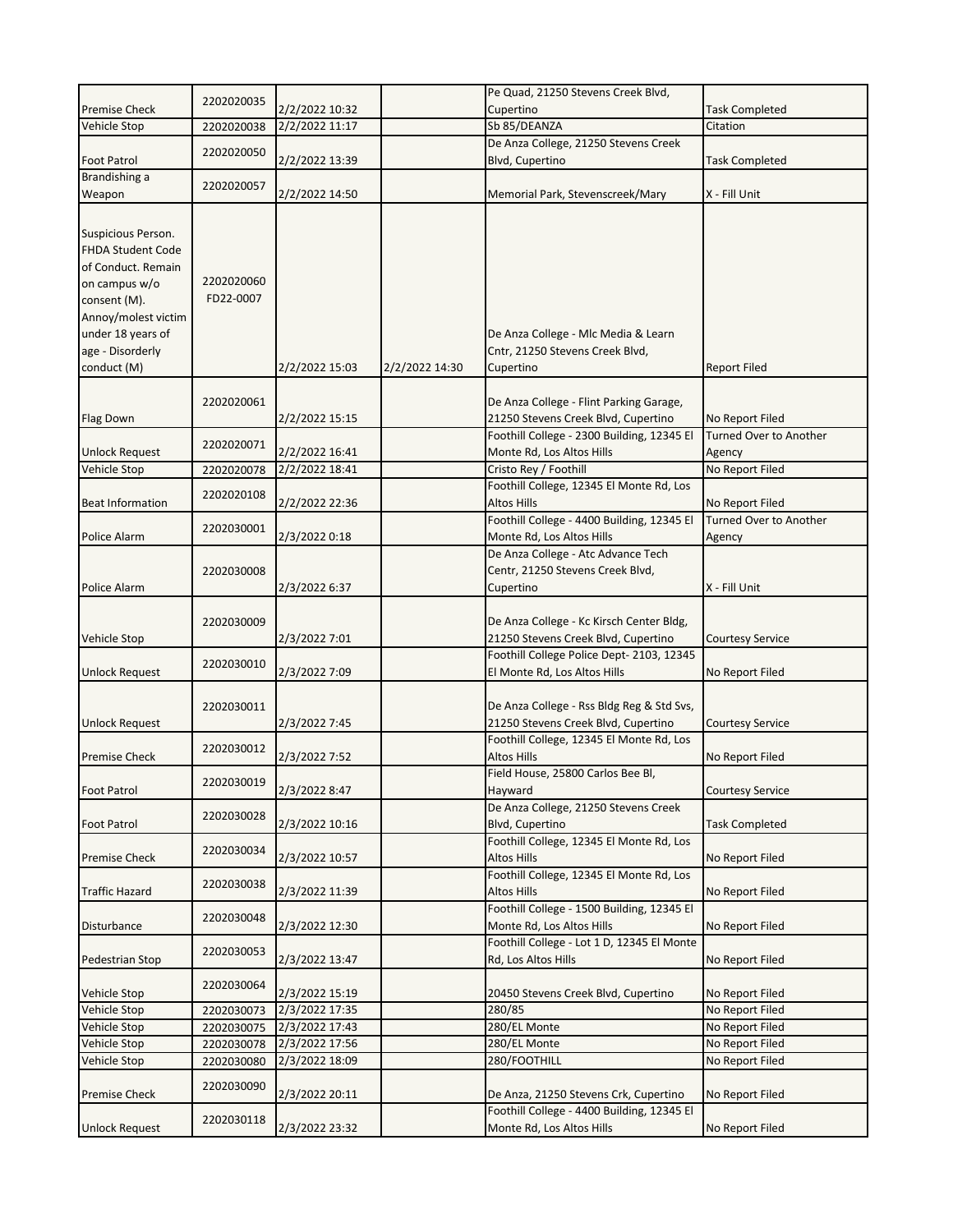| | | | | | |
|---|---|---|---|---|---|
| Premise Check | 2202020035 | 2/2/2022 10:32 | | Pe Quad, 21250 Stevens Creek Blvd, Cupertino | Task Completed |
| Vehicle Stop | 2202020038 | 2/2/2022 11:17 | | Sb 85/DEANZA | Citation |
| Foot Patrol | 2202020050 | 2/2/2022 13:39 | | De Anza College, 21250 Stevens Creek Blvd, Cupertino | Task Completed |
| Brandishing a Weapon | 2202020057 | 2/2/2022 14:50 | | Memorial Park, Stevenscreek/Mary | X - Fill Unit |
| Suspicious Person. FHDA Student Code of Conduct. Remain on campus w/o consent (M). Annoy/molest victim under 18 years of age - Disorderly conduct (M) | 2202020060 FD22-0007 | 2/2/2022 15:03 | 2/2/2022 14:30 | De Anza College - Mlc Media & Learn Cntr, 21250 Stevens Creek Blvd, Cupertino | Report Filed |
| Flag Down | 2202020061 | 2/2/2022 15:15 | | De Anza College - Flint Parking Garage, 21250 Stevens Creek Blvd, Cupertino | No Report Filed |
| Unlock Request | 2202020071 | 2/2/2022 16:41 | | Foothill College - 2300 Building, 12345 El Monte Rd, Los Altos Hills | Turned Over to Another Agency |
| Vehicle Stop | 2202020078 | 2/2/2022 18:41 | | Cristo Rey / Foothill | No Report Filed |
| Beat Information | 2202020108 | 2/2/2022 22:36 | | Foothill College, 12345 El Monte Rd, Los Altos Hills | No Report Filed |
| Police Alarm | 2202030001 | 2/3/2022 0:18 | | Foothill College - 4400 Building, 12345 El Monte Rd, Los Altos Hills | Turned Over to Another Agency |
| Police Alarm | 2202030008 | 2/3/2022 6:37 | | De Anza College - Atc Advance Tech Centr, 21250 Stevens Creek Blvd, Cupertino | X - Fill Unit |
| Vehicle Stop | 2202030009 | 2/3/2022 7:01 | | De Anza College - Kc Kirsch Center Bldg, 21250 Stevens Creek Blvd, Cupertino | Courtesy Service |
| Unlock Request | 2202030010 | 2/3/2022 7:09 | | Foothill College Police Dept- 2103, 12345 El Monte Rd, Los Altos Hills | No Report Filed |
| Unlock Request | 2202030011 | 2/3/2022 7:45 | | De Anza College - Rss Bldg Reg & Std Svs, 21250 Stevens Creek Blvd, Cupertino | Courtesy Service |
| Premise Check | 2202030012 | 2/3/2022 7:52 | | Foothill College, 12345 El Monte Rd, Los Altos Hills | No Report Filed |
| Foot Patrol | 2202030019 | 2/3/2022 8:47 | | Field House, 25800 Carlos Bee Bl, Hayward | Courtesy Service |
| Foot Patrol | 2202030028 | 2/3/2022 10:16 | | De Anza College, 21250 Stevens Creek Blvd, Cupertino | Task Completed |
| Premise Check | 2202030034 | 2/3/2022 10:57 | | Foothill College, 12345 El Monte Rd, Los Altos Hills | No Report Filed |
| Traffic Hazard | 2202030038 | 2/3/2022 11:39 | | Foothill College, 12345 El Monte Rd, Los Altos Hills | No Report Filed |
| Disturbance | 2202030048 | 2/3/2022 12:30 | | Foothill College - 1500 Building, 12345 El Monte Rd, Los Altos Hills | No Report Filed |
| Pedestrian Stop | 2202030053 | 2/3/2022 13:47 | | Foothill College - Lot 1 D, 12345 El Monte Rd, Los Altos Hills | No Report Filed |
| Vehicle Stop | 2202030064 | 2/3/2022 15:19 | | 20450 Stevens Creek Blvd, Cupertino | No Report Filed |
| Vehicle Stop | 2202030073 | 2/3/2022 17:35 | | 280/85 | No Report Filed |
| Vehicle Stop | 2202030075 | 2/3/2022 17:43 | | 280/EL Monte | No Report Filed |
| Vehicle Stop | 2202030078 | 2/3/2022 17:56 | | 280/EL Monte | No Report Filed |
| Vehicle Stop | 2202030080 | 2/3/2022 18:09 | | 280/FOOTHILL | No Report Filed |
| Premise Check | 2202030090 | 2/3/2022 20:11 | | De Anza, 21250 Stevens Crk, Cupertino | No Report Filed |
| Unlock Request | 2202030118 | 2/3/2022 23:32 | | Foothill College - 4400 Building, 12345 El Monte Rd, Los Altos Hills | No Report Filed |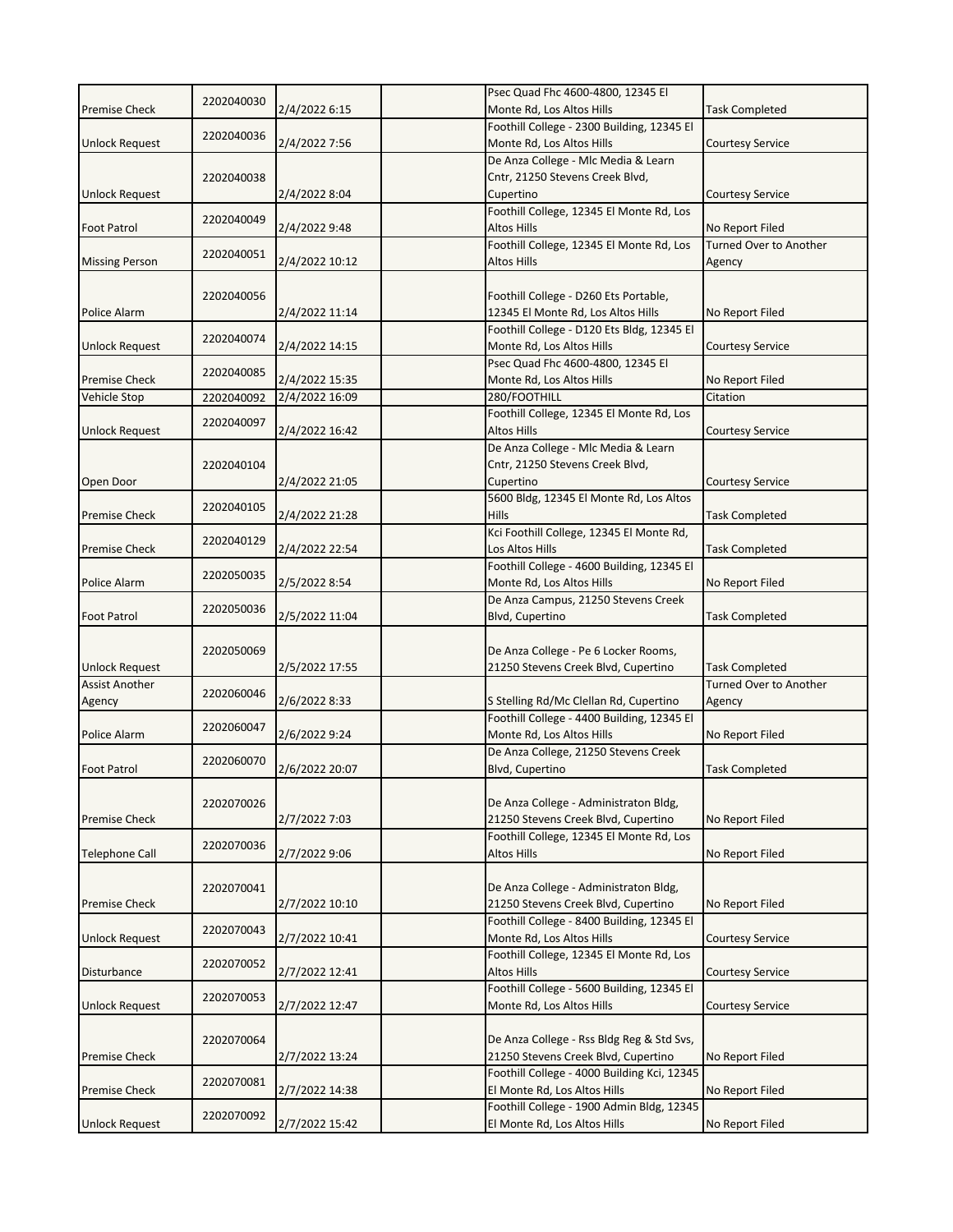| | | | | | |
|---|---|---|---|---|---|
| Premise Check | 2202040030 | 2/4/2022 6:15 | | Psec Quad Fhc 4600-4800, 12345 El Monte Rd, Los Altos Hills | Task Completed |
| Unlock Request | 2202040036 | 2/4/2022 7:56 | | Foothill College - 2300 Building, 12345 El Monte Rd, Los Altos Hills | Courtesy Service |
| Unlock Request | 2202040038 | 2/4/2022 8:04 | | De Anza College - Mlc Media & Learn Cntr, 21250 Stevens Creek Blvd, Cupertino | Courtesy Service |
| Foot Patrol | 2202040049 | 2/4/2022 9:48 | | Foothill College, 12345 El Monte Rd, Los Altos Hills | No Report Filed |
| Missing Person | 2202040051 | 2/4/2022 10:12 | | Foothill College, 12345 El Monte Rd, Los Altos Hills | Turned Over to Another Agency |
| Police Alarm | 2202040056 | 2/4/2022 11:14 | | Foothill College - D260 Ets Portable, 12345 El Monte Rd, Los Altos Hills | No Report Filed |
| Unlock Request | 2202040074 | 2/4/2022 14:15 | | Foothill College - D120 Ets Bldg, 12345 El Monte Rd, Los Altos Hills | Courtesy Service |
| Premise Check | 2202040085 | 2/4/2022 15:35 | | Psec Quad Fhc 4600-4800, 12345 El Monte Rd, Los Altos Hills | No Report Filed |
| Vehicle Stop | 2202040092 | 2/4/2022 16:09 | | 280/FOOTHILL | Citation |
| Unlock Request | 2202040097 | 2/4/2022 16:42 | | Foothill College, 12345 El Monte Rd, Los Altos Hills | Courtesy Service |
| Open Door | 2202040104 | 2/4/2022 21:05 | | De Anza College - Mlc Media & Learn Cntr, 21250 Stevens Creek Blvd, Cupertino | Courtesy Service |
| Premise Check | 2202040105 | 2/4/2022 21:28 | | 5600 Bldg, 12345 El Monte Rd, Los Altos Hills | Task Completed |
| Premise Check | 2202040129 | 2/4/2022 22:54 | | Kci Foothill College, 12345 El Monte Rd, Los Altos Hills | Task Completed |
| Police Alarm | 2202050035 | 2/5/2022 8:54 | | Foothill College - 4600 Building, 12345 El Monte Rd, Los Altos Hills | No Report Filed |
| Foot Patrol | 2202050036 | 2/5/2022 11:04 | | De Anza Campus, 21250 Stevens Creek Blvd, Cupertino | Task Completed |
| Unlock Request | 2202050069 | 2/5/2022 17:55 | | De Anza College - Pe 6 Locker Rooms, 21250 Stevens Creek Blvd, Cupertino | Task Completed |
| Assist Another Agency | 2202060046 | 2/6/2022 8:33 | | S Stelling Rd/Mc Clellan Rd, Cupertino | Turned Over to Another Agency |
| Police Alarm | 2202060047 | 2/6/2022 9:24 | | Foothill College - 4400 Building, 12345 El Monte Rd, Los Altos Hills | No Report Filed |
| Foot Patrol | 2202060070 | 2/6/2022 20:07 | | De Anza College, 21250 Stevens Creek Blvd, Cupertino | Task Completed |
| Premise Check | 2202070026 | 2/7/2022 7:03 | | De Anza College - Administraton Bldg, 21250 Stevens Creek Blvd, Cupertino | No Report Filed |
| Telephone Call | 2202070036 | 2/7/2022 9:06 | | Foothill College, 12345 El Monte Rd, Los Altos Hills | No Report Filed |
| Premise Check | 2202070041 | 2/7/2022 10:10 | | De Anza College - Administraton Bldg, 21250 Stevens Creek Blvd, Cupertino | No Report Filed |
| Unlock Request | 2202070043 | 2/7/2022 10:41 | | Foothill College - 8400 Building, 12345 El Monte Rd, Los Altos Hills | Courtesy Service |
| Disturbance | 2202070052 | 2/7/2022 12:41 | | Foothill College, 12345 El Monte Rd, Los Altos Hills | Courtesy Service |
| Unlock Request | 2202070053 | 2/7/2022 12:47 | | Foothill College - 5600 Building, 12345 El Monte Rd, Los Altos Hills | Courtesy Service |
| Premise Check | 2202070064 | 2/7/2022 13:24 | | De Anza College - Rss Bldg Reg & Std Svs, 21250 Stevens Creek Blvd, Cupertino | No Report Filed |
| Premise Check | 2202070081 | 2/7/2022 14:38 | | Foothill College - 4000 Building Kci, 12345 El Monte Rd, Los Altos Hills | No Report Filed |
| Unlock Request | 2202070092 | 2/7/2022 15:42 | | Foothill College - 1900 Admin Bldg, 12345 El Monte Rd, Los Altos Hills | No Report Filed |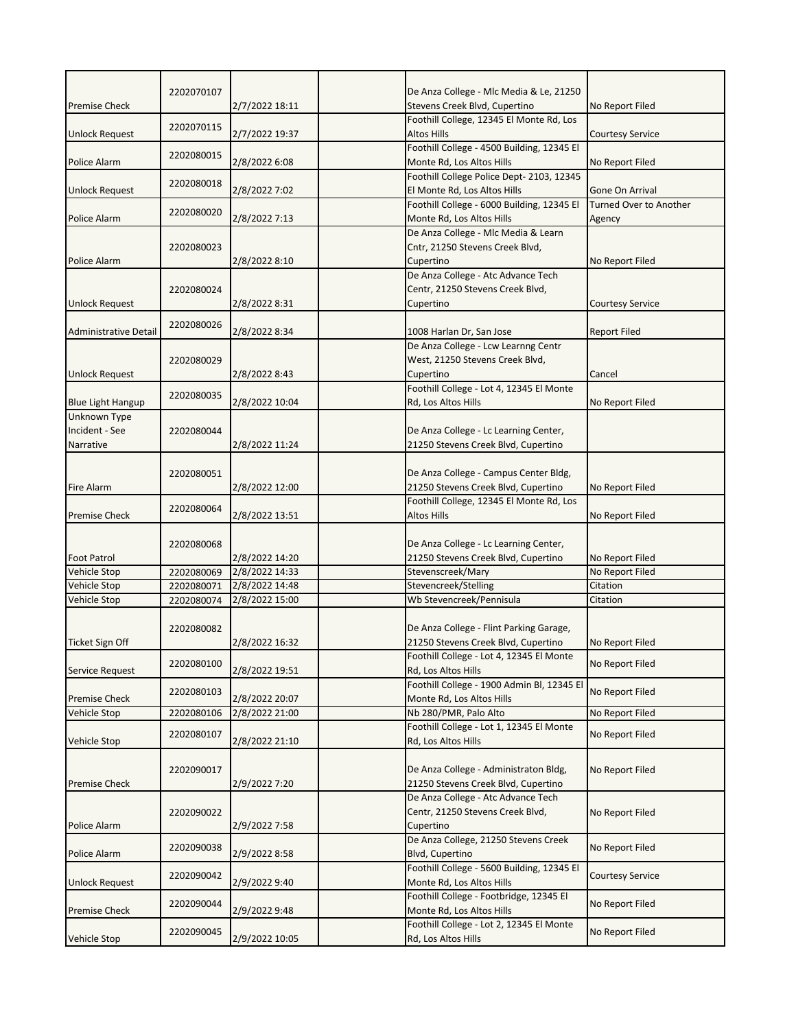| | | | | | |
|---|---|---|---|---|---|
| Premise Check | 2202070107 | 2/7/2022 18:11 | | De Anza College - Mlc Media & Le, 21250 Stevens Creek Blvd, Cupertino | No Report Filed |
| Unlock Request | 2202070115 | 2/7/2022 19:37 | | Foothill College, 12345 El Monte Rd, Los Altos Hills | Courtesy Service |
| Police Alarm | 2202080015 | 2/8/2022 6:08 | | Foothill College - 4500 Building, 12345 El Monte Rd, Los Altos Hills | No Report Filed |
| Unlock Request | 2202080018 | 2/8/2022 7:02 | | Foothill College Police Dept- 2103, 12345 El Monte Rd, Los Altos Hills | Gone On Arrival |
| Police Alarm | 2202080020 | 2/8/2022 7:13 | | Foothill College - 6000 Building, 12345 El Monte Rd, Los Altos Hills | Turned Over to Another Agency |
| Police Alarm | 2202080023 | 2/8/2022 8:10 | | De Anza College - Mlc Media & Learn Cntr, 21250 Stevens Creek Blvd, Cupertino | No Report Filed |
| Unlock Request | 2202080024 | 2/8/2022 8:31 | | De Anza College - Atc Advance Tech Centr, 21250 Stevens Creek Blvd, Cupertino | Courtesy Service |
| Administrative Detail | 2202080026 | 2/8/2022 8:34 | | 1008 Harlan Dr, San Jose | Report Filed |
| Unlock Request | 2202080029 | 2/8/2022 8:43 | | De Anza College - Lcw Learnng Centr West, 21250 Stevens Creek Blvd, Cupertino | Cancel |
| Blue Light Hangup | 2202080035 | 2/8/2022 10:04 | | Foothill College - Lot 4, 12345 El Monte Rd, Los Altos Hills | No Report Filed |
| Unknown Type Incident - See Narrative | 2202080044 | 2/8/2022 11:24 | | De Anza College - Lc Learning Center, 21250 Stevens Creek Blvd, Cupertino | |
| Fire Alarm | 2202080051 | 2/8/2022 12:00 | | De Anza College - Campus Center Bldg, 21250 Stevens Creek Blvd, Cupertino | No Report Filed |
| Premise Check | 2202080064 | 2/8/2022 13:51 | | Foothill College, 12345 El Monte Rd, Los Altos Hills | No Report Filed |
| Foot Patrol | 2202080068 | 2/8/2022 14:20 | | De Anza College - Lc Learning Center, 21250 Stevens Creek Blvd, Cupertino | No Report Filed |
| Vehicle Stop | 2202080069 | 2/8/2022 14:33 | | Stevenscreek/Mary | No Report Filed |
| Vehicle Stop | 2202080071 | 2/8/2022 14:48 | | Stevencreek/Stelling | Citation |
| Vehicle Stop | 2202080074 | 2/8/2022 15:00 | | Wb Stevencreek/Pennisula | Citation |
| Ticket Sign Off | 2202080082 | 2/8/2022 16:32 | | De Anza College - Flint Parking Garage, 21250 Stevens Creek Blvd, Cupertino | No Report Filed |
| Service Request | 2202080100 | 2/8/2022 19:51 | | Foothill College - Lot 4, 12345 El Monte Rd, Los Altos Hills | No Report Filed |
| Premise Check | 2202080103 | 2/8/2022 20:07 | | Foothill College - 1900 Admin Bl, 12345 El Monte Rd, Los Altos Hills | No Report Filed |
| Vehicle Stop | 2202080106 | 2/8/2022 21:00 | | Nb 280/PMR, Palo Alto | No Report Filed |
| Vehicle Stop | 2202080107 | 2/8/2022 21:10 | | Foothill College - Lot 1, 12345 El Monte Rd, Los Altos Hills | No Report Filed |
| Premise Check | 2202090017 | 2/9/2022 7:20 | | De Anza College - Administraton Bldg, 21250 Stevens Creek Blvd, Cupertino | No Report Filed |
| Police Alarm | 2202090022 | 2/9/2022 7:58 | | De Anza College - Atc Advance Tech Centr, 21250 Stevens Creek Blvd, Cupertino | No Report Filed |
| Police Alarm | 2202090038 | 2/9/2022 8:58 | | De Anza College, 21250 Stevens Creek Blvd, Cupertino | No Report Filed |
| Unlock Request | 2202090042 | 2/9/2022 9:40 | | Foothill College - 5600 Building, 12345 El Monte Rd, Los Altos Hills | Courtesy Service |
| Premise Check | 2202090044 | 2/9/2022 9:48 | | Foothill College - Footbridge, 12345 El Monte Rd, Los Altos Hills | No Report Filed |
| Vehicle Stop | 2202090045 | 2/9/2022 10:05 | | Foothill College - Lot 2, 12345 El Monte Rd, Los Altos Hills | No Report Filed |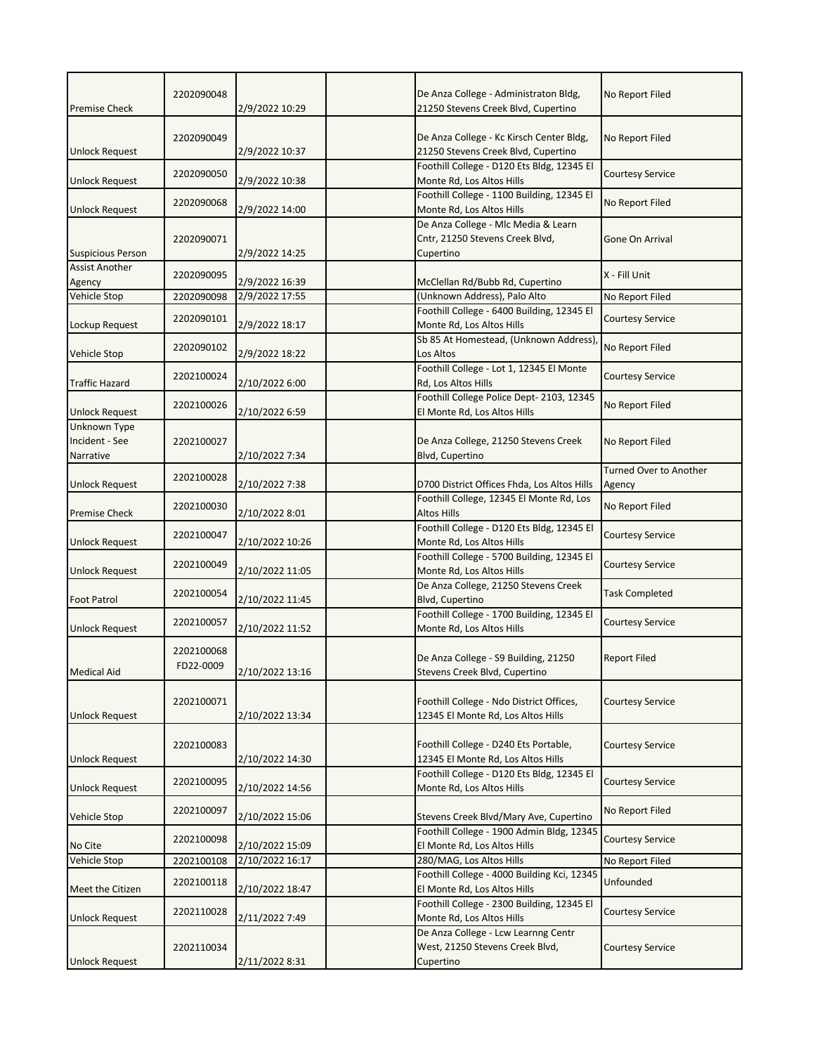| | | | | | |
|---|---|---|---|---|---|
| Premise Check | 2202090048 | 2/9/2022 10:29 | | De Anza College - Administraton Bldg, 21250 Stevens Creek Blvd, Cupertino | No Report Filed |
| Unlock Request | 2202090049 | 2/9/2022 10:37 | | De Anza College - Kc Kirsch Center Bldg, 21250 Stevens Creek Blvd, Cupertino | No Report Filed |
| Unlock Request | 2202090050 | 2/9/2022 10:38 | | Foothill College - D120 Ets Bldg, 12345 El Monte Rd, Los Altos Hills | Courtesy Service |
| Unlock Request | 2202090068 | 2/9/2022 14:00 | | Foothill College - 1100 Building, 12345 El Monte Rd, Los Altos Hills | No Report Filed |
| Suspicious Person | 2202090071 | 2/9/2022 14:25 | | De Anza College - Mlc Media & Learn Cntr, 21250 Stevens Creek Blvd, Cupertino | Gone On Arrival |
| Assist Another Agency | 2202090095 | 2/9/2022 16:39 | | McClellan Rd/Bubb Rd, Cupertino | X - Fill Unit |
| Vehicle Stop | 2202090098 | 2/9/2022 17:55 | | (Unknown Address), Palo Alto | No Report Filed |
| Lockup Request | 2202090101 | 2/9/2022 18:17 | | Foothill College - 6400 Building, 12345 El Monte Rd, Los Altos Hills | Courtesy Service |
| Vehicle Stop | 2202090102 | 2/9/2022 18:22 | | Sb 85 At Homestead, (Unknown Address), Los Altos | No Report Filed |
| Traffic Hazard | 2202100024 | 2/10/2022 6:00 | | Foothill College - Lot 1, 12345 El Monte Rd, Los Altos Hills | Courtesy Service |
| Unlock Request | 2202100026 | 2/10/2022 6:59 | | Foothill College Police Dept- 2103, 12345 El Monte Rd, Los Altos Hills | No Report Filed |
| Unknown Type Incident - See Narrative | 2202100027 | 2/10/2022 7:34 | | De Anza College, 21250 Stevens Creek Blvd, Cupertino | No Report Filed |
| Unlock Request | 2202100028 | 2/10/2022 7:38 | | D700 District Offices Fhda, Los Altos Hills | Turned Over to Another Agency |
| Premise Check | 2202100030 | 2/10/2022 8:01 | | Foothill College, 12345 El Monte Rd, Los Altos Hills | No Report Filed |
| Unlock Request | 2202100047 | 2/10/2022 10:26 | | Foothill College - D120 Ets Bldg, 12345 El Monte Rd, Los Altos Hills | Courtesy Service |
| Unlock Request | 2202100049 | 2/10/2022 11:05 | | Foothill College - 5700 Building, 12345 El Monte Rd, Los Altos Hills | Courtesy Service |
| Foot Patrol | 2202100054 | 2/10/2022 11:45 | | De Anza College, 21250 Stevens Creek Blvd, Cupertino | Task Completed |
| Unlock Request | 2202100057 | 2/10/2022 11:52 | | Foothill College - 1700 Building, 12345 El Monte Rd, Los Altos Hills | Courtesy Service |
| Medical Aid | 2202100068 FD22-0009 | 2/10/2022 13:16 | | De Anza College - S9 Building, 21250 Stevens Creek Blvd, Cupertino | Report Filed |
| Unlock Request | 2202100071 | 2/10/2022 13:34 | | Foothill College - Ndo District Offices, 12345 El Monte Rd, Los Altos Hills | Courtesy Service |
| Unlock Request | 2202100083 | 2/10/2022 14:30 | | Foothill College - D240 Ets Portable, 12345 El Monte Rd, Los Altos Hills | Courtesy Service |
| Unlock Request | 2202100095 | 2/10/2022 14:56 | | Foothill College - D120 Ets Bldg, 12345 El Monte Rd, Los Altos Hills | Courtesy Service |
| Vehicle Stop | 2202100097 | 2/10/2022 15:06 | | Stevens Creek Blvd/Mary Ave, Cupertino | No Report Filed |
| No Cite | 2202100098 | 2/10/2022 15:09 | | Foothill College - 1900 Admin Bldg, 12345 El Monte Rd, Los Altos Hills | Courtesy Service |
| Vehicle Stop | 2202100108 | 2/10/2022 16:17 | | 280/MAG, Los Altos Hills | No Report Filed |
| Meet the Citizen | 2202100118 | 2/10/2022 18:47 | | Foothill College - 4000 Building Kci, 12345 El Monte Rd, Los Altos Hills | Unfounded |
| Unlock Request | 2202110028 | 2/11/2022 7:49 | | Foothill College - 2300 Building, 12345 El Monte Rd, Los Altos Hills | Courtesy Service |
| Unlock Request | 2202110034 | 2/11/2022 8:31 | | De Anza College - Lcw Learnng Centr West, 21250 Stevens Creek Blvd, Cupertino | Courtesy Service |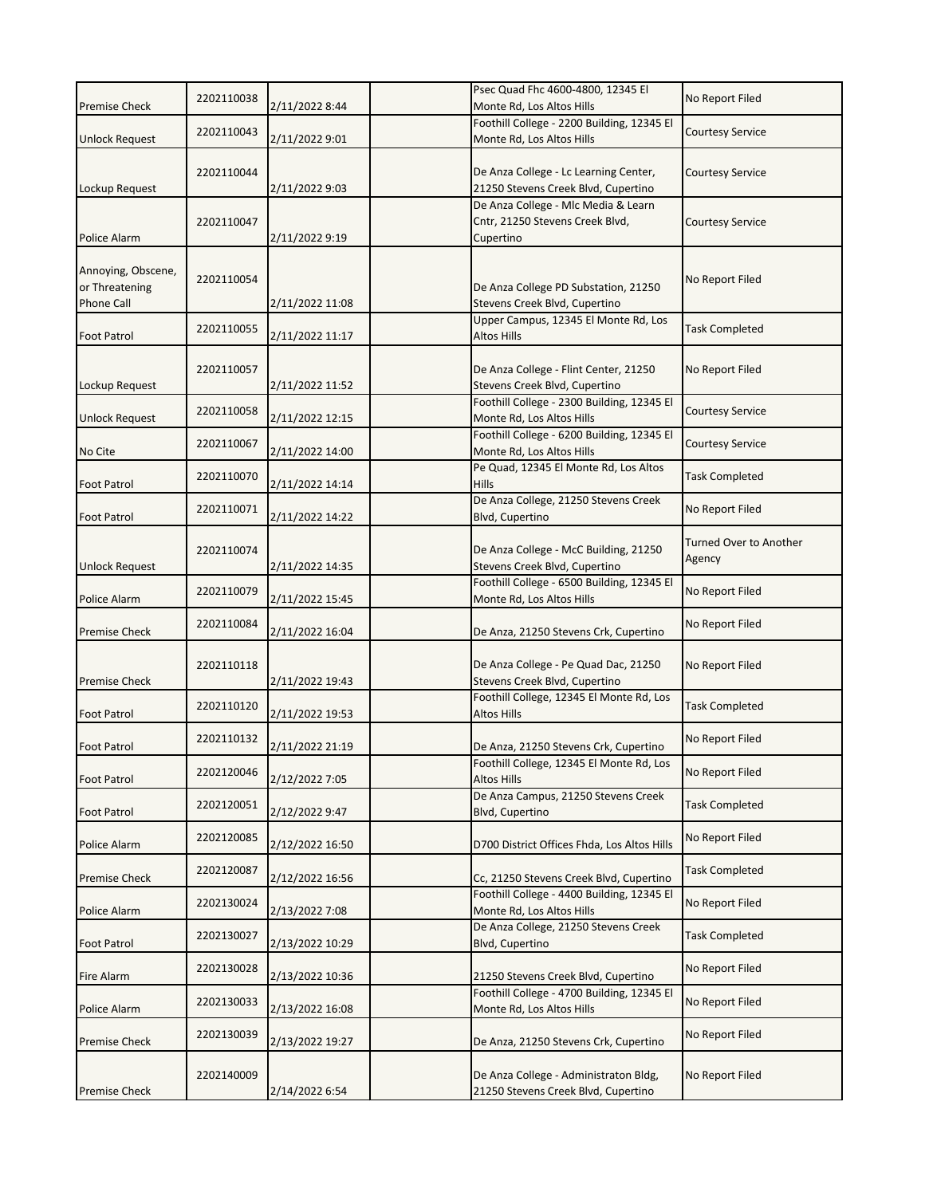| | | | | | |
|---|---|---|---|---|---|
| Premise Check | 2202110038 | 2/11/2022 8:44 | | Psec Quad Fhc 4600-4800, 12345 El Monte Rd, Los Altos Hills | No Report Filed |
| Unlock Request | 2202110043 | 2/11/2022 9:01 | | Foothill College - 2200 Building, 12345 El Monte Rd, Los Altos Hills | Courtesy Service |
| Lockup Request | 2202110044 | 2/11/2022 9:03 | | De Anza College - Lc Learning Center, 21250 Stevens Creek Blvd, Cupertino | Courtesy Service |
| Police Alarm | 2202110047 | 2/11/2022 9:19 | | De Anza College - Mlc Media & Learn Cntr, 21250 Stevens Creek Blvd, Cupertino | Courtesy Service |
| Annoying, Obscene, or Threatening Phone Call | 2202110054 | 2/11/2022 11:08 | | De Anza College PD Substation, 21250 Stevens Creek Blvd, Cupertino | No Report Filed |
| Foot Patrol | 2202110055 | 2/11/2022 11:17 | | Upper Campus, 12345 El Monte Rd, Los Altos Hills | Task Completed |
| Lockup Request | 2202110057 | 2/11/2022 11:52 | | De Anza College - Flint Center, 21250 Stevens Creek Blvd, Cupertino | No Report Filed |
| Unlock Request | 2202110058 | 2/11/2022 12:15 | | Foothill College - 2300 Building, 12345 El Monte Rd, Los Altos Hills | Courtesy Service |
| No Cite | 2202110067 | 2/11/2022 14:00 | | Foothill College - 6200 Building, 12345 El Monte Rd, Los Altos Hills | Courtesy Service |
| Foot Patrol | 2202110070 | 2/11/2022 14:14 | | Pe Quad, 12345 El Monte Rd, Los Altos Hills | Task Completed |
| Foot Patrol | 2202110071 | 2/11/2022 14:22 | | De Anza College, 21250 Stevens Creek Blvd, Cupertino | No Report Filed |
| Unlock Request | 2202110074 | 2/11/2022 14:35 | | De Anza College - McC Building, 21250 Stevens Creek Blvd, Cupertino | Turned Over to Another Agency |
| Police Alarm | 2202110079 | 2/11/2022 15:45 | | Foothill College - 6500 Building, 12345 El Monte Rd, Los Altos Hills | No Report Filed |
| Premise Check | 2202110084 | 2/11/2022 16:04 | | De Anza, 21250 Stevens Crk, Cupertino | No Report Filed |
| Premise Check | 2202110118 | 2/11/2022 19:43 | | De Anza College - Pe Quad Dac, 21250 Stevens Creek Blvd, Cupertino | No Report Filed |
| Foot Patrol | 2202110120 | 2/11/2022 19:53 | | Foothill College, 12345 El Monte Rd, Los Altos Hills | Task Completed |
| Foot Patrol | 2202110132 | 2/11/2022 21:19 | | De Anza, 21250 Stevens Crk, Cupertino | No Report Filed |
| Foot Patrol | 2202120046 | 2/12/2022 7:05 | | Foothill College, 12345 El Monte Rd, Los Altos Hills | No Report Filed |
| Foot Patrol | 2202120051 | 2/12/2022 9:47 | | De Anza Campus, 21250 Stevens Creek Blvd, Cupertino | Task Completed |
| Police Alarm | 2202120085 | 2/12/2022 16:50 | | D700 District Offices Fhda, Los Altos Hills | No Report Filed |
| Premise Check | 2202120087 | 2/12/2022 16:56 | | Cc, 21250 Stevens Creek Blvd, Cupertino | Task Completed |
| Police Alarm | 2202130024 | 2/13/2022 7:08 | | Foothill College - 4400 Building, 12345 El Monte Rd, Los Altos Hills | No Report Filed |
| Foot Patrol | 2202130027 | 2/13/2022 10:29 | | De Anza College, 21250 Stevens Creek Blvd, Cupertino | Task Completed |
| Fire Alarm | 2202130028 | 2/13/2022 10:36 | | 21250 Stevens Creek Blvd, Cupertino | No Report Filed |
| Police Alarm | 2202130033 | 2/13/2022 16:08 | | Foothill College - 4700 Building, 12345 El Monte Rd, Los Altos Hills | No Report Filed |
| Premise Check | 2202130039 | 2/13/2022 19:27 | | De Anza, 21250 Stevens Crk, Cupertino | No Report Filed |
| Premise Check | 2202140009 | 2/14/2022 6:54 | | De Anza College - Administraton Bldg, 21250 Stevens Creek Blvd, Cupertino | No Report Filed |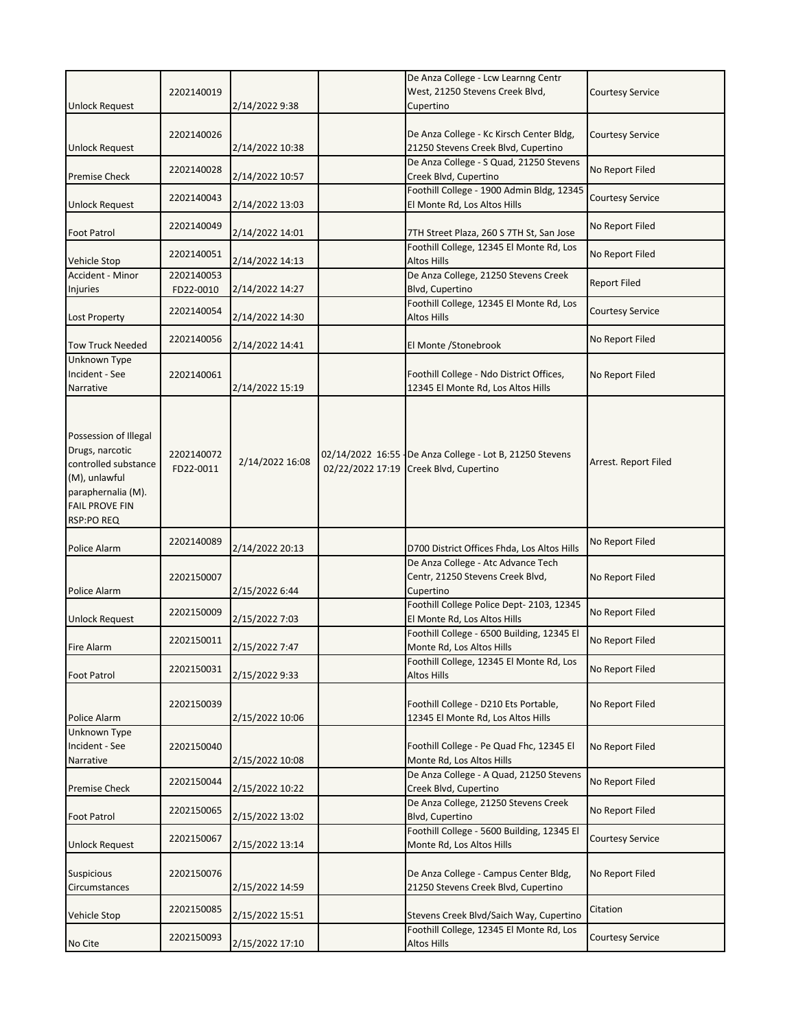| | | | | | |
|---|---|---|---|---|---|
| Unlock Request | 2202140019 | 2/14/2022 9:38 | | De Anza College - Lcw Learnng Centr West, 21250 Stevens Creek Blvd, Cupertino | Courtesy Service |
| Unlock Request | 2202140026 | 2/14/2022 10:38 | | De Anza College - Kc Kirsch Center Bldg, 21250 Stevens Creek Blvd, Cupertino | Courtesy Service |
| Premise Check | 2202140028 | 2/14/2022 10:57 | | De Anza College - S Quad, 21250 Stevens Creek Blvd, Cupertino | No Report Filed |
| Unlock Request | 2202140043 | 2/14/2022 13:03 | | Foothill College - 1900 Admin Bldg, 12345 El Monte Rd, Los Altos Hills | Courtesy Service |
| Foot Patrol | 2202140049 | 2/14/2022 14:01 | | 7TH Street Plaza, 260 S 7TH St, San Jose | No Report Filed |
| Vehicle Stop | 2202140051 | 2/14/2022 14:13 | | Foothill College, 12345 El Monte Rd, Los Altos Hills | No Report Filed |
| Accident - Minor Injuries | 2202140053 FD22-0010 | 2/14/2022 14:27 | | De Anza College, 21250 Stevens Creek Blvd, Cupertino | Report Filed |
| Lost Property | 2202140054 | 2/14/2022 14:30 | | Foothill College, 12345 El Monte Rd, Los Altos Hills | Courtesy Service |
| Tow Truck Needed | 2202140056 | 2/14/2022 14:41 | | El Monte /Stonebrook | No Report Filed |
| Unknown Type Incident - See Narrative | 2202140061 | 2/14/2022 15:19 | | Foothill College - Ndo District Offices, 12345 El Monte Rd, Los Altos Hills | No Report Filed |
| Possession of Illegal Drugs, narcotic controlled substance (M), unlawful paraphernalia (M). FAIL PROVE FIN RSP:PO REQ | 2202140072 FD22-0011 | 2/14/2022 16:08 | 02/14/2022 16:55 - 02/22/2022 17:19 | De Anza College - Lot B, 21250 Stevens Creek Blvd, Cupertino | Arrest. Report Filed |
| Police Alarm | 2202140089 | 2/14/2022 20:13 | | D700 District Offices Fhda, Los Altos Hills | No Report Filed |
| Police Alarm | 2202150007 | 2/15/2022 6:44 | | De Anza College - Atc Advance Tech Centr, 21250 Stevens Creek Blvd, Cupertino | No Report Filed |
| Unlock Request | 2202150009 | 2/15/2022 7:03 | | Foothill College Police Dept- 2103, 12345 El Monte Rd, Los Altos Hills | No Report Filed |
| Fire Alarm | 2202150011 | 2/15/2022 7:47 | | Foothill College - 6500 Building, 12345 El Monte Rd, Los Altos Hills | No Report Filed |
| Foot Patrol | 2202150031 | 2/15/2022 9:33 | | Foothill College, 12345 El Monte Rd, Los Altos Hills | No Report Filed |
| Police Alarm | 2202150039 | 2/15/2022 10:06 | | Foothill College - D210 Ets Portable, 12345 El Monte Rd, Los Altos Hills | No Report Filed |
| Unknown Type Incident - See Narrative | 2202150040 | 2/15/2022 10:08 | | Foothill College - Pe Quad Fhc, 12345 El Monte Rd, Los Altos Hills | No Report Filed |
| Premise Check | 2202150044 | 2/15/2022 10:22 | | De Anza College - A Quad, 21250 Stevens Creek Blvd, Cupertino | No Report Filed |
| Foot Patrol | 2202150065 | 2/15/2022 13:02 | | De Anza College, 21250 Stevens Creek Blvd, Cupertino | No Report Filed |
| Unlock Request | 2202150067 | 2/15/2022 13:14 | | Foothill College - 5600 Building, 12345 El Monte Rd, Los Altos Hills | Courtesy Service |
| Suspicious Circumstances | 2202150076 | 2/15/2022 14:59 | | De Anza College - Campus Center Bldg, 21250 Stevens Creek Blvd, Cupertino | No Report Filed |
| Vehicle Stop | 2202150085 | 2/15/2022 15:51 | | Stevens Creek Blvd/Saich Way, Cupertino | Citation |
| No Cite | 2202150093 | 2/15/2022 17:10 | | Foothill College, 12345 El Monte Rd, Los Altos Hills | Courtesy Service |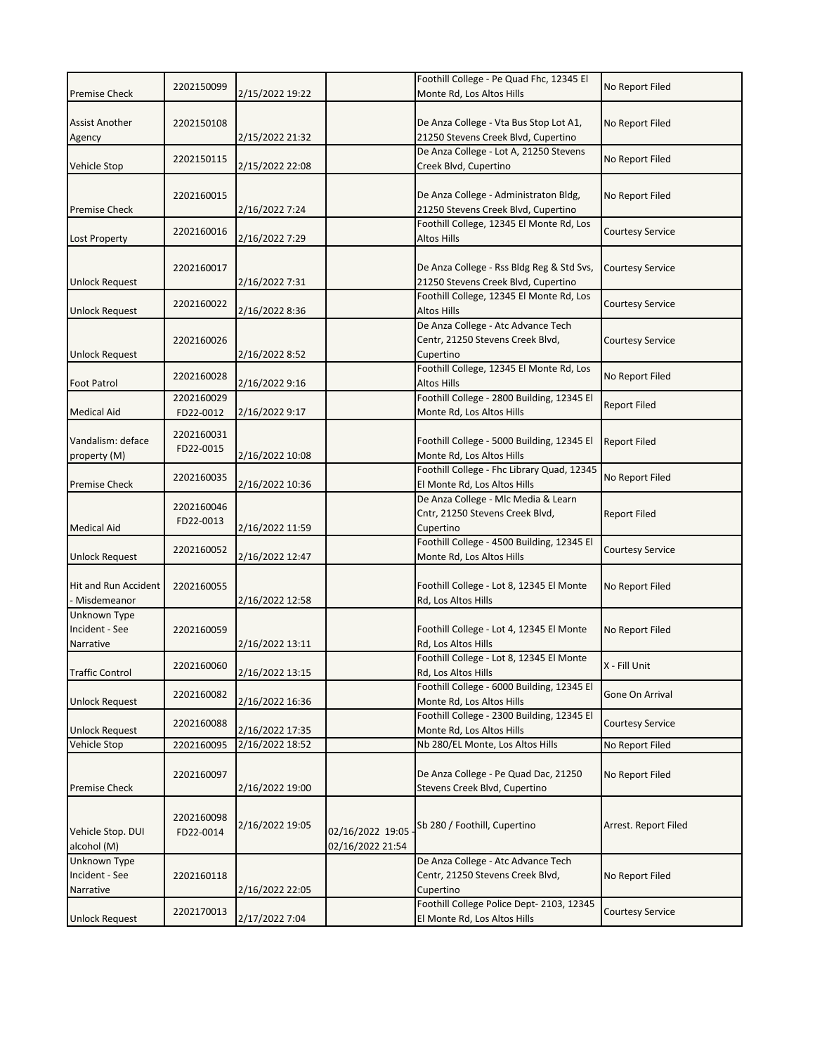| | | | | | |
|---|---|---|---|---|---|
| Premise Check | 2202150099 | 2/15/2022 19:22 | | Foothill College - Pe Quad Fhc, 12345 El Monte Rd, Los Altos Hills | No Report Filed |
| Assist Another Agency | 2202150108 | 2/15/2022 21:32 | | De Anza College - Vta Bus Stop Lot A1, 21250 Stevens Creek Blvd, Cupertino | No Report Filed |
| Vehicle Stop | 2202150115 | 2/15/2022 22:08 | | De Anza College - Lot A, 21250 Stevens Creek Blvd, Cupertino | No Report Filed |
| Premise Check | 2202160015 | 2/16/2022 7:24 | | De Anza College - Administraton Bldg, 21250 Stevens Creek Blvd, Cupertino | No Report Filed |
| Lost Property | 2202160016 | 2/16/2022 7:29 | | Foothill College, 12345 El Monte Rd, Los Altos Hills | Courtesy Service |
| Unlock Request | 2202160017 | 2/16/2022 7:31 | | De Anza College - Rss Bldg Reg & Std Svs, 21250 Stevens Creek Blvd, Cupertino | Courtesy Service |
| Unlock Request | 2202160022 | 2/16/2022 8:36 | | Foothill College, 12345 El Monte Rd, Los Altos Hills | Courtesy Service |
| Unlock Request | 2202160026 | 2/16/2022 8:52 | | De Anza College - Atc Advance Tech Centr, 21250 Stevens Creek Blvd, Cupertino | Courtesy Service |
| Foot Patrol | 2202160028 | 2/16/2022 9:16 | | Foothill College, 12345 El Monte Rd, Los Altos Hills | No Report Filed |
| Medical Aid | 2202160029 FD22-0012 | 2/16/2022 9:17 | | Foothill College - 2800 Building, 12345 El Monte Rd, Los Altos Hills | Report Filed |
| Vandalism: deface property (M) | 2202160031 FD22-0015 | 2/16/2022 10:08 | | Foothill College - 5000 Building, 12345 El Monte Rd, Los Altos Hills | Report Filed |
| Premise Check | 2202160035 | 2/16/2022 10:36 | | Foothill College - Fhc Library Quad, 12345 El Monte Rd, Los Altos Hills | No Report Filed |
| Medical Aid | 2202160046 FD22-0013 | 2/16/2022 11:59 | | De Anza College - Mlc Media & Learn Cntr, 21250 Stevens Creek Blvd, Cupertino | Report Filed |
| Unlock Request | 2202160052 | 2/16/2022 12:47 | | Foothill College - 4500 Building, 12345 El Monte Rd, Los Altos Hills | Courtesy Service |
| Hit and Run Accident - Misdemeanor | 2202160055 | 2/16/2022 12:58 | | Foothill College - Lot 8, 12345 El Monte Rd, Los Altos Hills | No Report Filed |
| Unknown Type Incident - See Narrative | 2202160059 | 2/16/2022 13:11 | | Foothill College - Lot 4, 12345 El Monte Rd, Los Altos Hills | No Report Filed |
| Traffic Control | 2202160060 | 2/16/2022 13:15 | | Foothill College - Lot 8, 12345 El Monte Rd, Los Altos Hills | X - Fill Unit |
| Unlock Request | 2202160082 | 2/16/2022 16:36 | | Foothill College - 6000 Building, 12345 El Monte Rd, Los Altos Hills | Gone On Arrival |
| Unlock Request | 2202160088 | 2/16/2022 17:35 | | Foothill College - 2300 Building, 12345 El Monte Rd, Los Altos Hills | Courtesy Service |
| Vehicle Stop | 2202160095 | 2/16/2022 18:52 | | Nb 280/EL Monte, Los Altos Hills | No Report Filed |
| Premise Check | 2202160097 | 2/16/2022 19:00 | | De Anza College - Pe Quad Dac, 21250 Stevens Creek Blvd, Cupertino | No Report Filed |
| Vehicle Stop. DUI alcohol (M) | 2202160098 FD22-0014 | 2/16/2022 19:05 | 02/16/2022 19:05 - 02/16/2022 21:54 | Sb 280 / Foothill, Cupertino | Arrest. Report Filed |
| Unknown Type Incident - See Narrative | 2202160118 | 2/16/2022 22:05 | | De Anza College - Atc Advance Tech Centr, 21250 Stevens Creek Blvd, Cupertino | No Report Filed |
| Unlock Request | 2202170013 | 2/17/2022 7:04 | | Foothill College Police Dept- 2103, 12345 El Monte Rd, Los Altos Hills | Courtesy Service |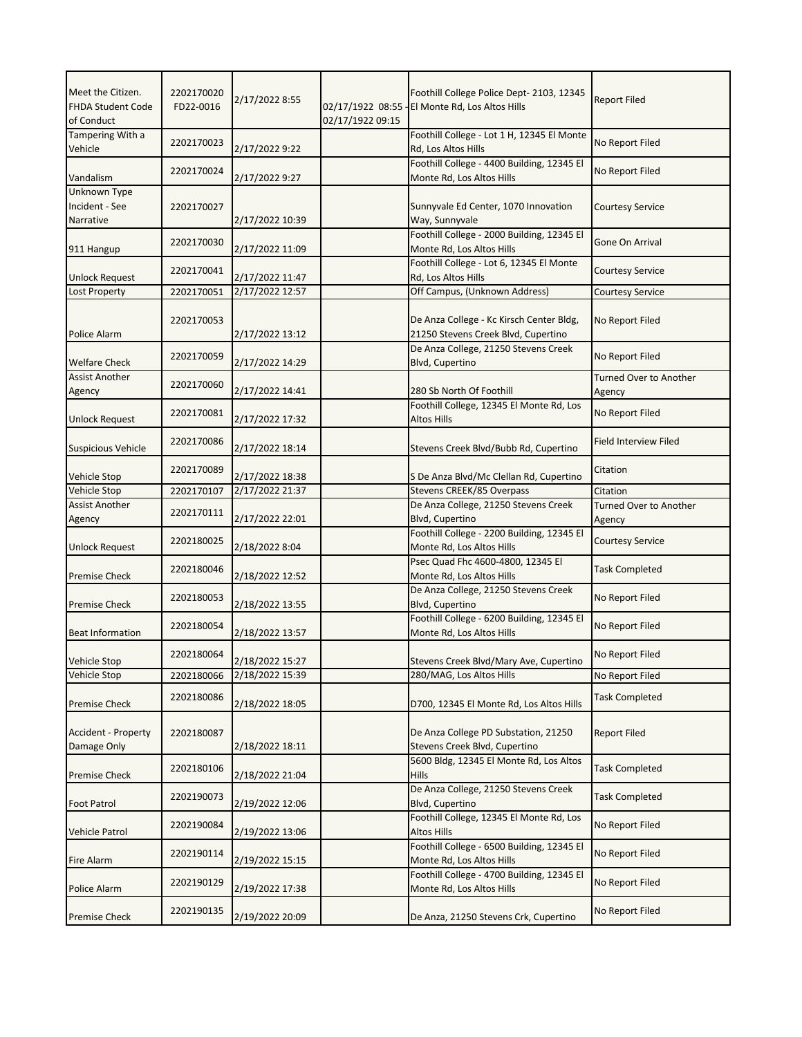| Meet the Citizen. FHDA Student Code of Conduct | 2202170020 FD22-0016 | 2/17/2022 8:55 | 02/17/1922 08:55 - 02/17/1922 09:15 | Foothill College Police Dept- 2103, 12345 El Monte Rd, Los Altos Hills | Report Filed |
|---|---|---|---|---|---|
| Tampering With a Vehicle | 2202170023 | 2/17/2022 9:22 | | Foothill College - Lot 1 H, 12345 El Monte Rd, Los Altos Hills | No Report Filed |
| Vandalism | 2202170024 | 2/17/2022 9:27 | | Foothill College - 4400 Building, 12345 El Monte Rd, Los Altos Hills | No Report Filed |
| Unknown Type Incident - See Narrative | 2202170027 | 2/17/2022 10:39 | | Sunnyvale Ed Center, 1070 Innovation Way, Sunnyvale | Courtesy Service |
| 911 Hangup | 2202170030 | 2/17/2022 11:09 | | Foothill College - 2000 Building, 12345 El Monte Rd, Los Altos Hills | Gone On Arrival |
| Unlock Request | 2202170041 | 2/17/2022 11:47 | | Foothill College - Lot 6, 12345 El Monte Rd, Los Altos Hills | Courtesy Service |
| Lost Property | 2202170051 | 2/17/2022 12:57 | | Off Campus, (Unknown Address) | Courtesy Service |
| Police Alarm | 2202170053 | 2/17/2022 13:12 | | De Anza College - Kc Kirsch Center Bldg, 21250 Stevens Creek Blvd, Cupertino | No Report Filed |
| Welfare Check | 2202170059 | 2/17/2022 14:29 | | De Anza College, 21250 Stevens Creek Blvd, Cupertino | No Report Filed |
| Assist Another Agency | 2202170060 | 2/17/2022 14:41 | | 280 Sb North Of Foothill | Turned Over to Another Agency |
| Unlock Request | 2202170081 | 2/17/2022 17:32 | | Foothill College, 12345 El Monte Rd, Los Altos Hills | No Report Filed |
| Suspicious Vehicle | 2202170086 | 2/17/2022 18:14 | | Stevens Creek Blvd/Bubb Rd, Cupertino | Field Interview Filed |
| Vehicle Stop | 2202170089 | 2/17/2022 18:38 | | S De Anza Blvd/Mc Clellan Rd, Cupertino | Citation |
| Vehicle Stop | 2202170107 | 2/17/2022 21:37 | | Stevens CREEK/85 Overpass | Citation |
| Assist Another Agency | 2202170111 | 2/17/2022 22:01 | | De Anza College, 21250 Stevens Creek Blvd, Cupertino | Turned Over to Another Agency |
| Unlock Request | 2202180025 | 2/18/2022 8:04 | | Foothill College - 2200 Building, 12345 El Monte Rd, Los Altos Hills | Courtesy Service |
| Premise Check | 2202180046 | 2/18/2022 12:52 | | Psec Quad Fhc 4600-4800, 12345 El Monte Rd, Los Altos Hills | Task Completed |
| Premise Check | 2202180053 | 2/18/2022 13:55 | | De Anza College, 21250 Stevens Creek Blvd, Cupertino | No Report Filed |
| Beat Information | 2202180054 | 2/18/2022 13:57 | | Foothill College - 6200 Building, 12345 El Monte Rd, Los Altos Hills | No Report Filed |
| Vehicle Stop | 2202180064 | 2/18/2022 15:27 | | Stevens Creek Blvd/Mary Ave, Cupertino | No Report Filed |
| Vehicle Stop | 2202180066 | 2/18/2022 15:39 | | 280/MAG, Los Altos Hills | No Report Filed |
| Premise Check | 2202180086 | 2/18/2022 18:05 | | D700, 12345 El Monte Rd, Los Altos Hills | Task Completed |
| Accident - Property Damage Only | 2202180087 | 2/18/2022 18:11 | | De Anza College PD Substation, 21250 Stevens Creek Blvd, Cupertino | Report Filed |
| Premise Check | 2202180106 | 2/18/2022 21:04 | | 5600 Bldg, 12345 El Monte Rd, Los Altos Hills | Task Completed |
| Foot Patrol | 2202190073 | 2/19/2022 12:06 | | De Anza College, 21250 Stevens Creek Blvd, Cupertino | Task Completed |
| Vehicle Patrol | 2202190084 | 2/19/2022 13:06 | | Foothill College, 12345 El Monte Rd, Los Altos Hills | No Report Filed |
| Fire Alarm | 2202190114 | 2/19/2022 15:15 | | Foothill College - 6500 Building, 12345 El Monte Rd, Los Altos Hills | No Report Filed |
| Police Alarm | 2202190129 | 2/19/2022 17:38 | | Foothill College - 4700 Building, 12345 El Monte Rd, Los Altos Hills | No Report Filed |
| Premise Check | 2202190135 | 2/19/2022 20:09 | | De Anza, 21250 Stevens Crk, Cupertino | No Report Filed |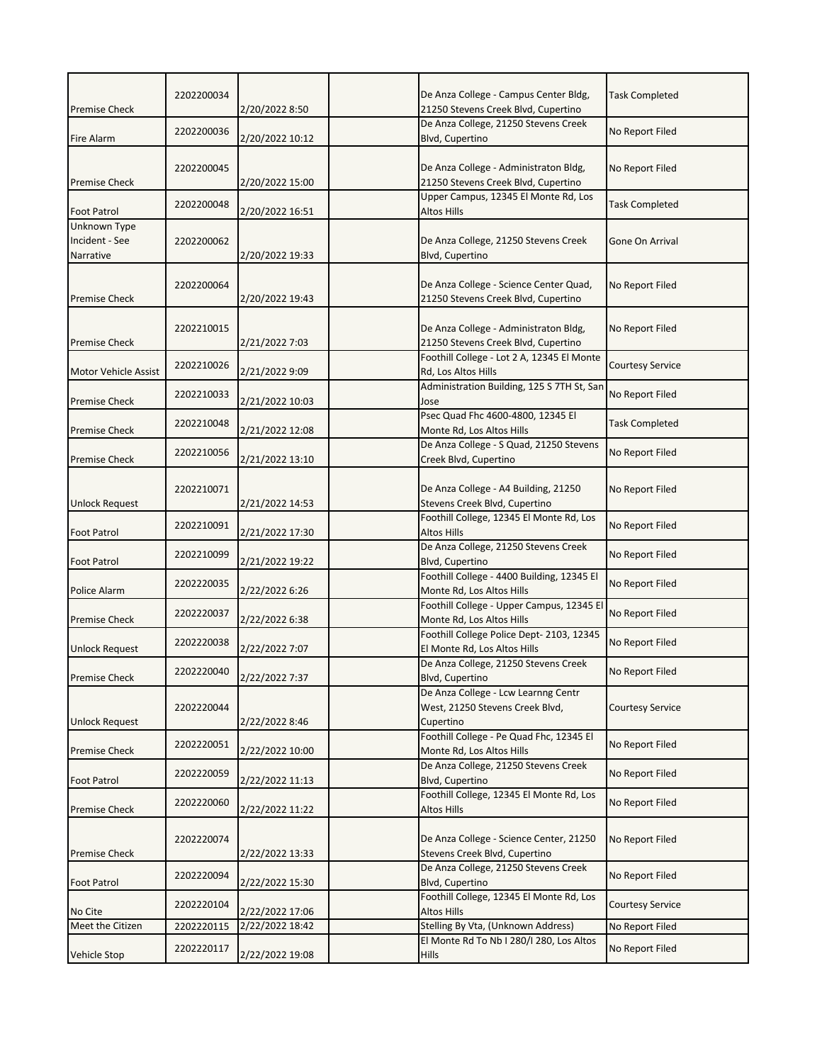| | | | | | |
|---|---|---|---|---|---|
| Premise Check | 2202200034 | 2/20/2022 8:50 | | De Anza College - Campus Center Bldg, 21250 Stevens Creek Blvd, Cupertino | Task Completed |
| Fire Alarm | 2202200036 | 2/20/2022 10:12 | | De Anza College, 21250 Stevens Creek Blvd, Cupertino | No Report Filed |
| Premise Check | 2202200045 | 2/20/2022 15:00 | | De Anza College - Administraton Bldg, 21250 Stevens Creek Blvd, Cupertino | No Report Filed |
| Foot Patrol | 2202200048 | 2/20/2022 16:51 | | Upper Campus, 12345 El Monte Rd, Los Altos Hills | Task Completed |
| Unknown Type Incident - See Narrative | 2202200062 | 2/20/2022 19:33 | | De Anza College, 21250 Stevens Creek Blvd, Cupertino | Gone On Arrival |
| Premise Check | 2202200064 | 2/20/2022 19:43 | | De Anza College - Science Center Quad, 21250 Stevens Creek Blvd, Cupertino | No Report Filed |
| Premise Check | 2202210015 | 2/21/2022 7:03 | | De Anza College - Administraton Bldg, 21250 Stevens Creek Blvd, Cupertino | No Report Filed |
| Motor Vehicle Assist | 2202210026 | 2/21/2022 9:09 | | Foothill College - Lot 2 A, 12345 El Monte Rd, Los Altos Hills | Courtesy Service |
| Premise Check | 2202210033 | 2/21/2022 10:03 | | Administration Building, 125 S 7TH St, San Jose | No Report Filed |
| Premise Check | 2202210048 | 2/21/2022 12:08 | | Psec Quad Fhc 4600-4800, 12345 El Monte Rd, Los Altos Hills | Task Completed |
| Premise Check | 2202210056 | 2/21/2022 13:10 | | De Anza College - S Quad, 21250 Stevens Creek Blvd, Cupertino | No Report Filed |
| Unlock Request | 2202210071 | 2/21/2022 14:53 | | De Anza College - A4 Building, 21250 Stevens Creek Blvd, Cupertino | No Report Filed |
| Foot Patrol | 2202210091 | 2/21/2022 17:30 | | Foothill College, 12345 El Monte Rd, Los Altos Hills | No Report Filed |
| Foot Patrol | 2202210099 | 2/21/2022 19:22 | | De Anza College, 21250 Stevens Creek Blvd, Cupertino | No Report Filed |
| Police Alarm | 2202220035 | 2/22/2022 6:26 | | Foothill College - 4400 Building, 12345 El Monte Rd, Los Altos Hills | No Report Filed |
| Premise Check | 2202220037 | 2/22/2022 6:38 | | Foothill College - Upper Campus, 12345 El Monte Rd, Los Altos Hills | No Report Filed |
| Unlock Request | 2202220038 | 2/22/2022 7:07 | | Foothill College Police Dept- 2103, 12345 El Monte Rd, Los Altos Hills | No Report Filed |
| Premise Check | 2202220040 | 2/22/2022 7:37 | | De Anza College, 21250 Stevens Creek Blvd, Cupertino | No Report Filed |
| Unlock Request | 2202220044 | 2/22/2022 8:46 | | De Anza College - Lcw Learnng Centr West, 21250 Stevens Creek Blvd, Cupertino | Courtesy Service |
| Premise Check | 2202220051 | 2/22/2022 10:00 | | Foothill College - Pe Quad Fhc, 12345 El Monte Rd, Los Altos Hills | No Report Filed |
| Foot Patrol | 2202220059 | 2/22/2022 11:13 | | De Anza College, 21250 Stevens Creek Blvd, Cupertino | No Report Filed |
| Premise Check | 2202220060 | 2/22/2022 11:22 | | Foothill College, 12345 El Monte Rd, Los Altos Hills | No Report Filed |
| Premise Check | 2202220074 | 2/22/2022 13:33 | | De Anza College - Science Center, 21250 Stevens Creek Blvd, Cupertino | No Report Filed |
| Foot Patrol | 2202220094 | 2/22/2022 15:30 | | De Anza College, 21250 Stevens Creek Blvd, Cupertino | No Report Filed |
| No Cite | 2202220104 | 2/22/2022 17:06 | | Foothill College, 12345 El Monte Rd, Los Altos Hills | Courtesy Service |
| Meet the Citizen | 2202220115 | 2/22/2022 18:42 | | Stelling By Vta, (Unknown Address) | No Report Filed |
| Vehicle Stop | 2202220117 | 2/22/2022 19:08 | | El Monte Rd To Nb I 280/I 280, Los Altos Hills | No Report Filed |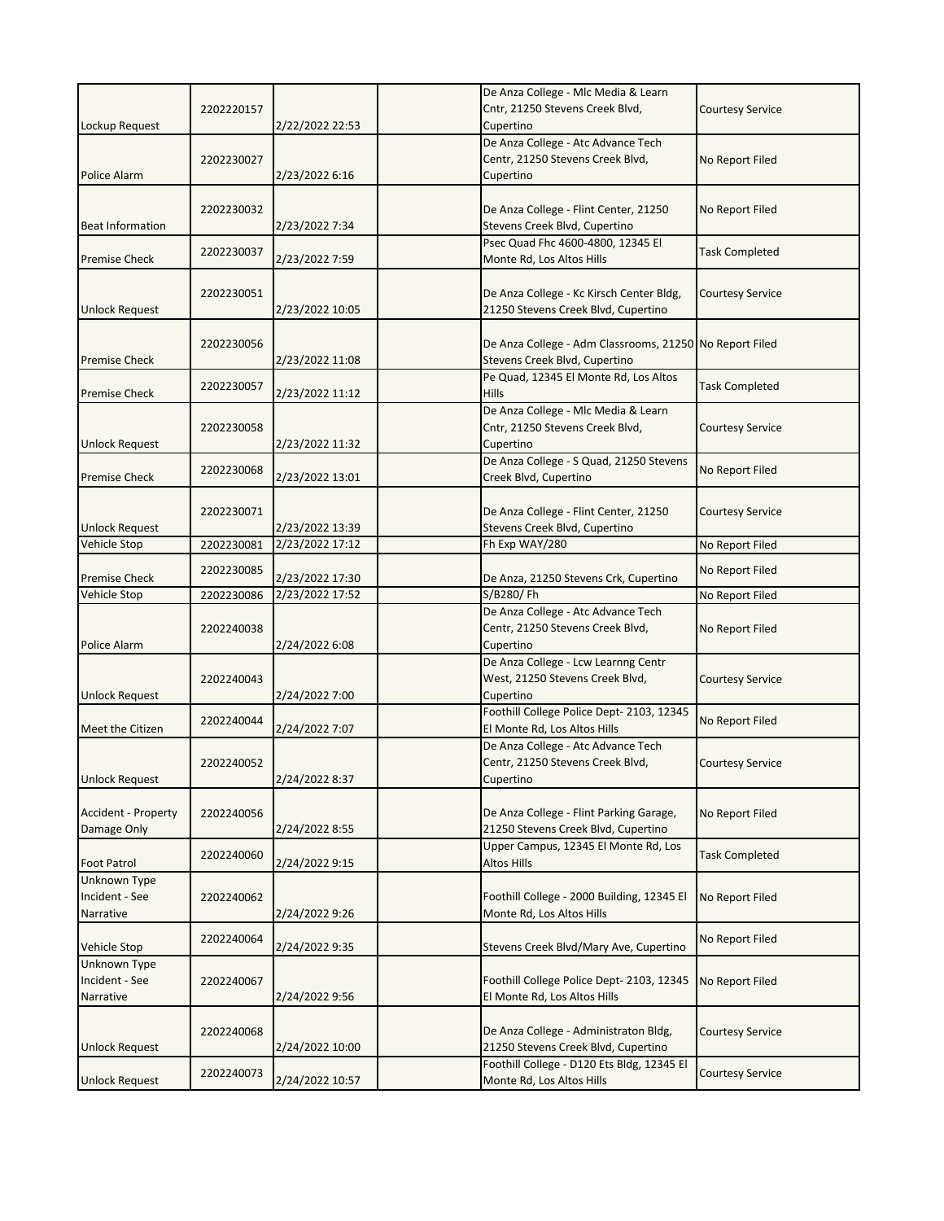| | | | | | |
|---|---|---|---|---|---|
| Lockup Request | 2202220157 | 2/22/2022 22:53 | | De Anza College - Mlc Media & Learn Cntr, 21250 Stevens Creek Blvd, Cupertino | Courtesy Service |
| Police Alarm | 2202230027 | 2/23/2022 6:16 | | De Anza College - Atc Advance Tech Centr, 21250 Stevens Creek Blvd, Cupertino | No Report Filed |
| Beat Information | 2202230032 | 2/23/2022 7:34 | | De Anza College - Flint Center, 21250 Stevens Creek Blvd, Cupertino | No Report Filed |
| Premise Check | 2202230037 | 2/23/2022 7:59 | | Psec Quad Fhc 4600-4800, 12345 El Monte Rd, Los Altos Hills | Task Completed |
| Unlock Request | 2202230051 | 2/23/2022 10:05 | | De Anza College - Kc Kirsch Center Bldg, 21250 Stevens Creek Blvd, Cupertino | Courtesy Service |
| Premise Check | 2202230056 | 2/23/2022 11:08 | | De Anza College - Adm Classrooms, 21250 Stevens Creek Blvd, Cupertino | No Report Filed |
| Premise Check | 2202230057 | 2/23/2022 11:12 | | Pe Quad, 12345 El Monte Rd, Los Altos Hills | Task Completed |
| Unlock Request | 2202230058 | 2/23/2022 11:32 | | De Anza College - Mlc Media & Learn Cntr, 21250 Stevens Creek Blvd, Cupertino | Courtesy Service |
| Premise Check | 2202230068 | 2/23/2022 13:01 | | De Anza College - S Quad, 21250 Stevens Creek Blvd, Cupertino | No Report Filed |
| Unlock Request | 2202230071 | 2/23/2022 13:39 | | De Anza College - Flint Center, 21250 Stevens Creek Blvd, Cupertino | Courtesy Service |
| Vehicle Stop | 2202230081 | 2/23/2022 17:12 | | Fh Exp WAY/280 | No Report Filed |
| Premise Check | 2202230085 | 2/23/2022 17:30 | | De Anza, 21250 Stevens Crk, Cupertino | No Report Filed |
| Vehicle Stop | 2202230086 | 2/23/2022 17:52 | | S/B280/ Fh | No Report Filed |
| Police Alarm | 2202240038 | 2/24/2022 6:08 | | De Anza College - Atc Advance Tech Centr, 21250 Stevens Creek Blvd, Cupertino | No Report Filed |
| Unlock Request | 2202240043 | 2/24/2022 7:00 | | De Anza College - Lcw Learnng Centr West, 21250 Stevens Creek Blvd, Cupertino | Courtesy Service |
| Meet the Citizen | 2202240044 | 2/24/2022 7:07 | | Foothill College Police Dept- 2103, 12345 El Monte Rd, Los Altos Hills | No Report Filed |
| Unlock Request | 2202240052 | 2/24/2022 8:37 | | De Anza College - Atc Advance Tech Centr, 21250 Stevens Creek Blvd, Cupertino | Courtesy Service |
| Accident - Property Damage Only | 2202240056 | 2/24/2022 8:55 | | De Anza College - Flint Parking Garage, 21250 Stevens Creek Blvd, Cupertino | No Report Filed |
| Foot Patrol | 2202240060 | 2/24/2022 9:15 | | Upper Campus, 12345 El Monte Rd, Los Altos Hills | Task Completed |
| Unknown Type Incident - See Narrative | 2202240062 | 2/24/2022 9:26 | | Foothill College - 2000 Building, 12345 El Monte Rd, Los Altos Hills | No Report Filed |
| Vehicle Stop | 2202240064 | 2/24/2022 9:35 | | Stevens Creek Blvd/Mary Ave, Cupertino | No Report Filed |
| Unknown Type Incident - See Narrative | 2202240067 | 2/24/2022 9:56 | | Foothill College Police Dept- 2103, 12345 El Monte Rd, Los Altos Hills | No Report Filed |
| Unlock Request | 2202240068 | 2/24/2022 10:00 | | De Anza College - Administraton Bldg, 21250 Stevens Creek Blvd, Cupertino | Courtesy Service |
| Unlock Request | 2202240073 | 2/24/2022 10:57 | | Foothill College - D120 Ets Bldg, 12345 El Monte Rd, Los Altos Hills | Courtesy Service |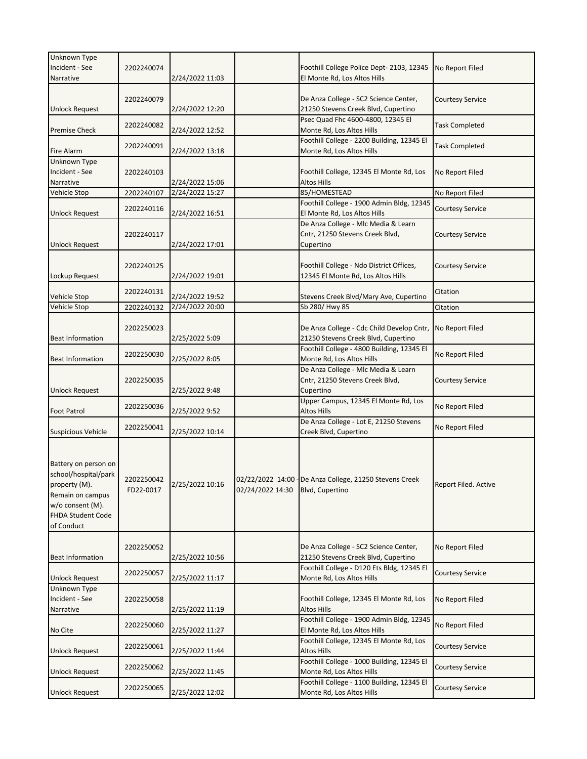| | | | | | |
|---|---|---|---|---|---|
| Unknown Type Incident - See Narrative | 2202240074 | 2/24/2022 11:03 | | Foothill College Police Dept- 2103, 12345 El Monte Rd, Los Altos Hills | No Report Filed |
| Unlock Request | 2202240079 | 2/24/2022 12:20 | | De Anza College - SC2 Science Center, 21250 Stevens Creek Blvd, Cupertino | Courtesy Service |
| Premise Check | 2202240082 | 2/24/2022 12:52 | | Psec Quad Fhc 4600-4800, 12345 El Monte Rd, Los Altos Hills | Task Completed |
| Fire Alarm | 2202240091 | 2/24/2022 13:18 | | Foothill College - 2200 Building, 12345 El Monte Rd, Los Altos Hills | Task Completed |
| Unknown Type Incident - See Narrative | 2202240103 | 2/24/2022 15:06 | | Foothill College, 12345 El Monte Rd, Los Altos Hills | No Report Filed |
| Vehicle Stop | 2202240107 | 2/24/2022 15:27 | | 85/HOMESTEAD | No Report Filed |
| Unlock Request | 2202240116 | 2/24/2022 16:51 | | Foothill College - 1900 Admin Bldg, 12345 El Monte Rd, Los Altos Hills | Courtesy Service |
| Unlock Request | 2202240117 | 2/24/2022 17:01 | | De Anza College - Mlc Media & Learn Cntr, 21250 Stevens Creek Blvd, Cupertino | Courtesy Service |
| Lockup Request | 2202240125 | 2/24/2022 19:01 | | Foothill College - Ndo District Offices, 12345 El Monte Rd, Los Altos Hills | Courtesy Service |
| Vehicle Stop | 2202240131 | 2/24/2022 19:52 | | Stevens Creek Blvd/Mary Ave, Cupertino | Citation |
| Vehicle Stop | 2202240132 | 2/24/2022 20:00 | | Sb 280/ Hwy 85 | Citation |
| Beat Information | 2202250023 | 2/25/2022 5:09 | | De Anza College - Cdc Child Develop Cntr, 21250 Stevens Creek Blvd, Cupertino | No Report Filed |
| Beat Information | 2202250030 | 2/25/2022 8:05 | | Foothill College - 4800 Building, 12345 El Monte Rd, Los Altos Hills | No Report Filed |
| Unlock Request | 2202250035 | 2/25/2022 9:48 | | De Anza College - Mlc Media & Learn Cntr, 21250 Stevens Creek Blvd, Cupertino | Courtesy Service |
| Foot Patrol | 2202250036 | 2/25/2022 9:52 | | Upper Campus, 12345 El Monte Rd, Los Altos Hills | No Report Filed |
| Suspicious Vehicle | 2202250041 | 2/25/2022 10:14 | | De Anza College - Lot E, 21250 Stevens Creek Blvd, Cupertino | No Report Filed |
| Battery on person on school/hospital/park property (M). Remain on campus w/o consent (M). FHDA Student Code of Conduct | 2202250042 FD22-0017 | 2/25/2022 10:16 | 02/22/2022 14:00 - 02/24/2022 14:30 | De Anza College, 21250 Stevens Creek Blvd, Cupertino | Report Filed. Active |
| Beat Information | 2202250052 | 2/25/2022 10:56 | | De Anza College - SC2 Science Center, 21250 Stevens Creek Blvd, Cupertino | No Report Filed |
| Unlock Request | 2202250057 | 2/25/2022 11:17 | | Foothill College - D120 Ets Bldg, 12345 El Monte Rd, Los Altos Hills | Courtesy Service |
| Unknown Type Incident - See Narrative | 2202250058 | 2/25/2022 11:19 | | Foothill College, 12345 El Monte Rd, Los Altos Hills | No Report Filed |
| No Cite | 2202250060 | 2/25/2022 11:27 | | Foothill College - 1900 Admin Bldg, 12345 El Monte Rd, Los Altos Hills | No Report Filed |
| Unlock Request | 2202250061 | 2/25/2022 11:44 | | Foothill College, 12345 El Monte Rd, Los Altos Hills | Courtesy Service |
| Unlock Request | 2202250062 | 2/25/2022 11:45 | | Foothill College - 1000 Building, 12345 El Monte Rd, Los Altos Hills | Courtesy Service |
| Unlock Request | 2202250065 | 2/25/2022 12:02 | | Foothill College - 1100 Building, 12345 El Monte Rd, Los Altos Hills | Courtesy Service |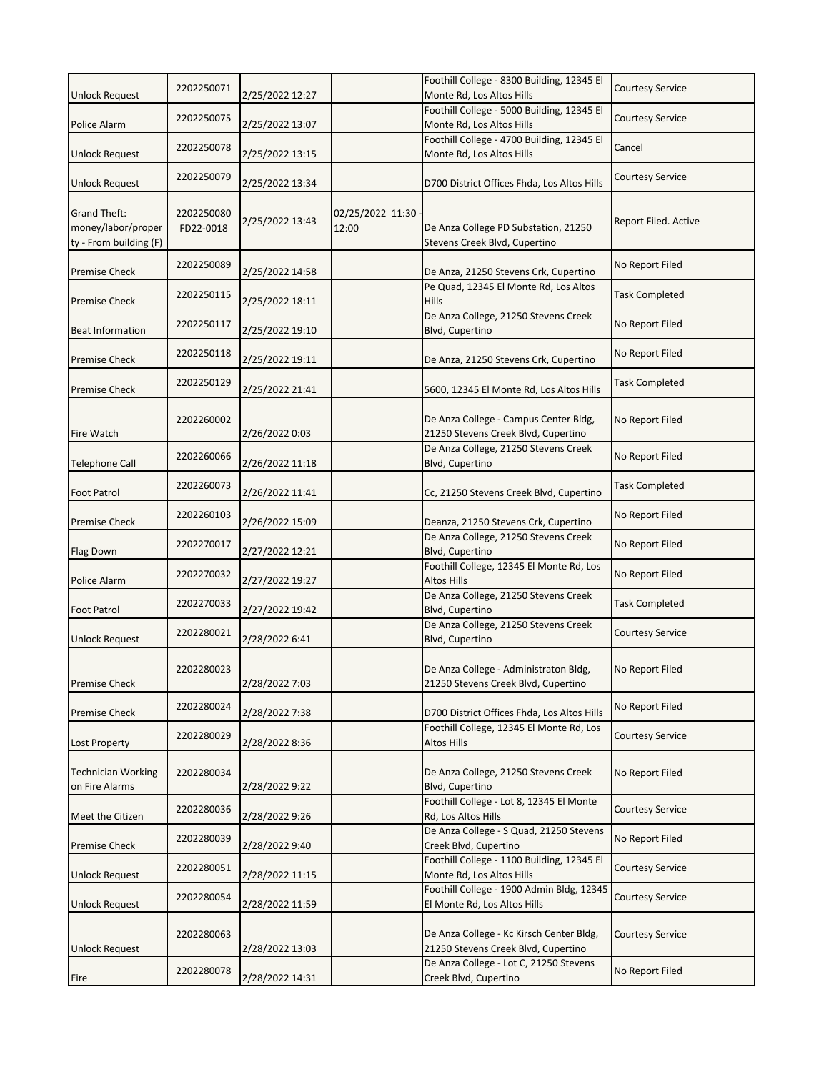| | | | | | |
|---|---|---|---|---|---|
| Unlock Request | 2202250071 | 2/25/2022 12:27 | | Foothill College - 8300 Building, 12345 El Monte Rd, Los Altos Hills | Courtesy Service |
| Police Alarm | 2202250075 | 2/25/2022 13:07 | | Foothill College - 5000 Building, 12345 El Monte Rd, Los Altos Hills | Courtesy Service |
| Unlock Request | 2202250078 | 2/25/2022 13:15 | | Foothill College - 4700 Building, 12345 El Monte Rd, Los Altos Hills | Cancel |
| Unlock Request | 2202250079 | 2/25/2022 13:34 | | D700 District Offices Fhda, Los Altos Hills | Courtesy Service |
| Grand Theft: money/labor/property - From building (F) | 2202250080 FD22-0018 | 2/25/2022 13:43 | 02/25/2022 11:30 - 12:00 | De Anza College PD Substation, 21250 Stevens Creek Blvd, Cupertino | Report Filed. Active |
| Premise Check | 2202250089 | 2/25/2022 14:58 | | De Anza, 21250 Stevens Crk, Cupertino | No Report Filed |
| Premise Check | 2202250115 | 2/25/2022 18:11 | | Pe Quad, 12345 El Monte Rd, Los Altos Hills | Task Completed |
| Beat Information | 2202250117 | 2/25/2022 19:10 | | De Anza College, 21250 Stevens Creek Blvd, Cupertino | No Report Filed |
| Premise Check | 2202250118 | 2/25/2022 19:11 | | De Anza, 21250 Stevens Crk, Cupertino | No Report Filed |
| Premise Check | 2202250129 | 2/25/2022 21:41 | | 5600, 12345 El Monte Rd, Los Altos Hills | Task Completed |
| Fire Watch | 2202260002 | 2/26/2022 0:03 | | De Anza College - Campus Center Bldg, 21250 Stevens Creek Blvd, Cupertino | No Report Filed |
| Telephone Call | 2202260066 | 2/26/2022 11:18 | | De Anza College, 21250 Stevens Creek Blvd, Cupertino | No Report Filed |
| Foot Patrol | 2202260073 | 2/26/2022 11:41 | | Cc, 21250 Stevens Creek Blvd, Cupertino | Task Completed |
| Premise Check | 2202260103 | 2/26/2022 15:09 | | Deanza, 21250 Stevens Crk, Cupertino | No Report Filed |
| Flag Down | 2202270017 | 2/27/2022 12:21 | | De Anza College, 21250 Stevens Creek Blvd, Cupertino | No Report Filed |
| Police Alarm | 2202270032 | 2/27/2022 19:27 | | Foothill College, 12345 El Monte Rd, Los Altos Hills | No Report Filed |
| Foot Patrol | 2202270033 | 2/27/2022 19:42 | | De Anza College, 21250 Stevens Creek Blvd, Cupertino | Task Completed |
| Unlock Request | 2202280021 | 2/28/2022 6:41 | | De Anza College, 21250 Stevens Creek Blvd, Cupertino | Courtesy Service |
| Premise Check | 2202280023 | 2/28/2022 7:03 | | De Anza College - Administraton Bldg, 21250 Stevens Creek Blvd, Cupertino | No Report Filed |
| Premise Check | 2202280024 | 2/28/2022 7:38 | | D700 District Offices Fhda, Los Altos Hills | No Report Filed |
| Lost Property | 2202280029 | 2/28/2022 8:36 | | Foothill College, 12345 El Monte Rd, Los Altos Hills | Courtesy Service |
| Technician Working on Fire Alarms | 2202280034 | 2/28/2022 9:22 | | De Anza College, 21250 Stevens Creek Blvd, Cupertino | No Report Filed |
| Meet the Citizen | 2202280036 | 2/28/2022 9:26 | | Foothill College - Lot 8, 12345 El Monte Rd, Los Altos Hills | Courtesy Service |
| Premise Check | 2202280039 | 2/28/2022 9:40 | | De Anza College - S Quad, 21250 Stevens Creek Blvd, Cupertino | No Report Filed |
| Unlock Request | 2202280051 | 2/28/2022 11:15 | | Foothill College - 1100 Building, 12345 El Monte Rd, Los Altos Hills | Courtesy Service |
| Unlock Request | 2202280054 | 2/28/2022 11:59 | | Foothill College - 1900 Admin Bldg, 12345 El Monte Rd, Los Altos Hills | Courtesy Service |
| Unlock Request | 2202280063 | 2/28/2022 13:03 | | De Anza College - Kc Kirsch Center Bldg, 21250 Stevens Creek Blvd, Cupertino | Courtesy Service |
| Fire | 2202280078 | 2/28/2022 14:31 | | De Anza College - Lot C, 21250 Stevens Creek Blvd, Cupertino | No Report Filed |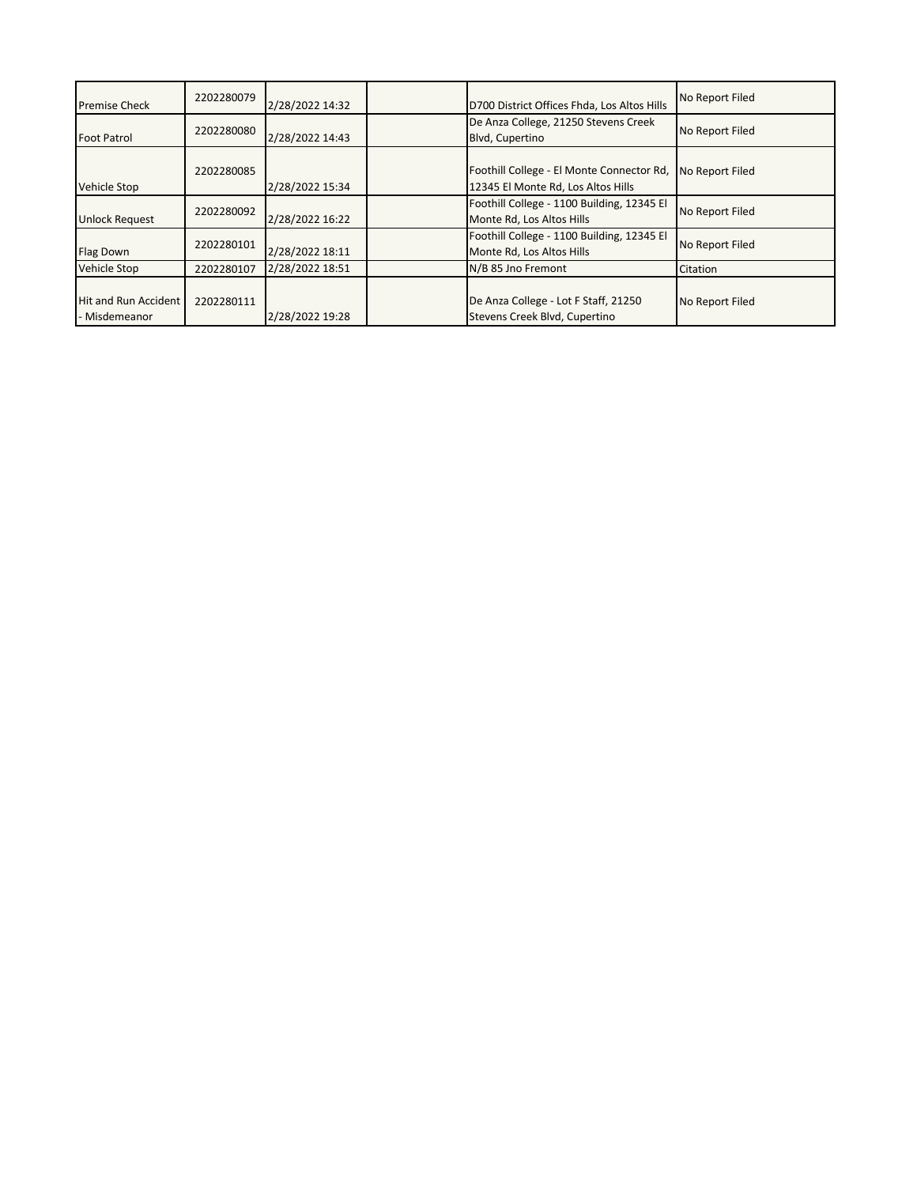| | | | | | |
|---|---|---|---|---|---|
| Premise Check | 2202280079 | 2/28/2022 14:32 | | D700 District Offices Fhda, Los Altos Hills | No Report Filed |
| Foot Patrol | 2202280080 | 2/28/2022 14:43 | | De Anza College, 21250 Stevens Creek Blvd, Cupertino | No Report Filed |
| Vehicle Stop | 2202280085 | 2/28/2022 15:34 | | Foothill College - El Monte Connector Rd, 12345 El Monte Rd, Los Altos Hills | No Report Filed |
| Unlock Request | 2202280092 | 2/28/2022 16:22 | | Foothill College - 1100 Building, 12345 El Monte Rd, Los Altos Hills | No Report Filed |
| Flag Down | 2202280101 | 2/28/2022 18:11 | | Foothill College - 1100 Building, 12345 El Monte Rd, Los Altos Hills | No Report Filed |
| Vehicle Stop | 2202280107 | 2/28/2022 18:51 | | N/B 85 Jno Fremont | Citation |
| Hit and Run Accident - Misdemeanor | 2202280111 | 2/28/2022 19:28 | | De Anza College - Lot F Staff, 21250 Stevens Creek Blvd, Cupertino | No Report Filed |